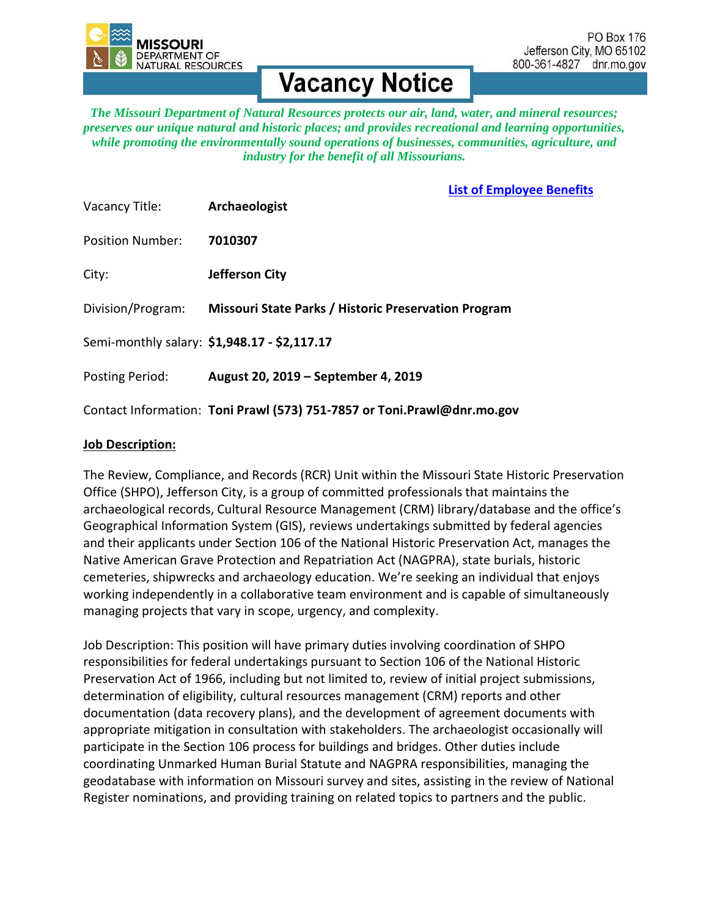MISSOURI DEPARTMENT OF NATURAL RESOURCES

PO Box 176
Jefferson City, MO 65102
800-361-4827 dnr.mo.gov

# Vacancy Notice

***The Missouri Department of Natural Resources protects our air, land, water, and mineral resources; preserves our unique natural and historic places; and provides recreational and learning opportunities, while promoting the environmentally sound operations of businesses, communities, agriculture, and industry for the benefit of all Missourians.***

**List of Employee Benefits**

Vacancy Title: **Archaeologist**

Position Number: **7010307**

City: **Jefferson City**

Division/Program: **Missouri State Parks / Historic Preservation Program**

Semi-monthly salary: **$1,948.17 - $2,117.17**

Posting Period: **August 20, 2019 – September 4, 2019**

Contact Information: **Toni Prawl (573) 751-7857 or Toni.Prawl@dnr.mo.gov**

**Job Description:**

The Review, Compliance, and Records (RCR) Unit within the Missouri State Historic Preservation Office (SHPO), Jefferson City, is a group of committed professionals that maintains the archaeological records, Cultural Resource Management (CRM) library/database and the office's Geographical Information System (GIS), reviews undertakings submitted by federal agencies and their applicants under Section 106 of the National Historic Preservation Act, manages the Native American Grave Protection and Repatriation Act (NAGPRA), state burials, historic cemeteries, shipwrecks and archaeology education. We're seeking an individual that enjoys working independently in a collaborative team environment and is capable of simultaneously managing projects that vary in scope, urgency, and complexity.

Job Description: This position will have primary duties involving coordination of SHPO responsibilities for federal undertakings pursuant to Section 106 of the National Historic Preservation Act of 1966, including but not limited to, review of initial project submissions, determination of eligibility, cultural resources management (CRM) reports and other documentation (data recovery plans), and the development of agreement documents with appropriate mitigation in consultation with stakeholders. The archaeologist occasionally will participate in the Section 106 process for buildings and bridges. Other duties include coordinating Unmarked Human Burial Statute and NAGPRA responsibilities, managing the geodatabase with information on Missouri survey and sites, assisting in the review of National Register nominations, and providing training on related topics to partners and the public.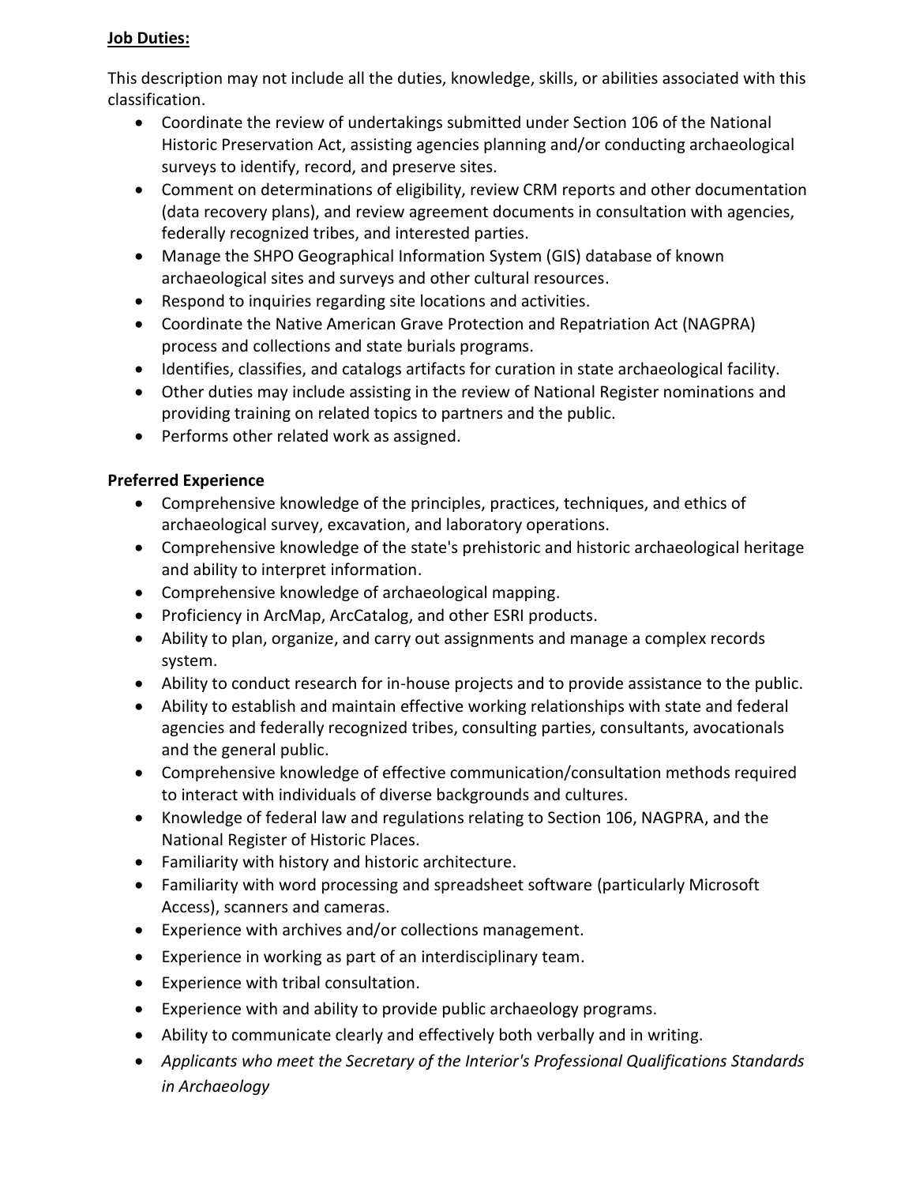**Job Duties:**

This description may not include all the duties, knowledge, skills, or abilities associated with this classification.

- Coordinate the review of undertakings submitted under Section 106 of the National Historic Preservation Act, assisting agencies planning and/or conducting archaeological surveys to identify, record, and preserve sites.
- Comment on determinations of eligibility, review CRM reports and other documentation (data recovery plans), and review agreement documents in consultation with agencies, federally recognized tribes, and interested parties.
- Manage the SHPO Geographical Information System (GIS) database of known archaeological sites and surveys and other cultural resources.
- Respond to inquiries regarding site locations and activities.
- Coordinate the Native American Grave Protection and Repatriation Act (NAGPRA) process and collections and state burials programs.
- Identifies, classifies, and catalogs artifacts for curation in state archaeological facility.
- Other duties may include assisting in the review of National Register nominations and providing training on related topics to partners and the public.
- Performs other related work as assigned.

**Preferred Experience**

- Comprehensive knowledge of the principles, practices, techniques, and ethics of archaeological survey, excavation, and laboratory operations.
- Comprehensive knowledge of the state's prehistoric and historic archaeological heritage and ability to interpret information.
- Comprehensive knowledge of archaeological mapping.
- Proficiency in ArcMap, ArcCatalog, and other ESRI products.
- Ability to plan, organize, and carry out assignments and manage a complex records system.
- Ability to conduct research for in-house projects and to provide assistance to the public.
- Ability to establish and maintain effective working relationships with state and federal agencies and federally recognized tribes, consulting parties, consultants, avocationals and the general public.
- Comprehensive knowledge of effective communication/consultation methods required to interact with individuals of diverse backgrounds and cultures.
- Knowledge of federal law and regulations relating to Section 106, NAGPRA, and the National Register of Historic Places.
- Familiarity with history and historic architecture.
- Familiarity with word processing and spreadsheet software (particularly Microsoft Access), scanners and cameras.
- Experience with archives and/or collections management.
- Experience in working as part of an interdisciplinary team.
- Experience with tribal consultation.
- Experience with and ability to provide public archaeology programs.
- Ability to communicate clearly and effectively both verbally and in writing.
- *Applicants who meet the Secretary of the Interior's Professional Qualifications Standards in Archaeology*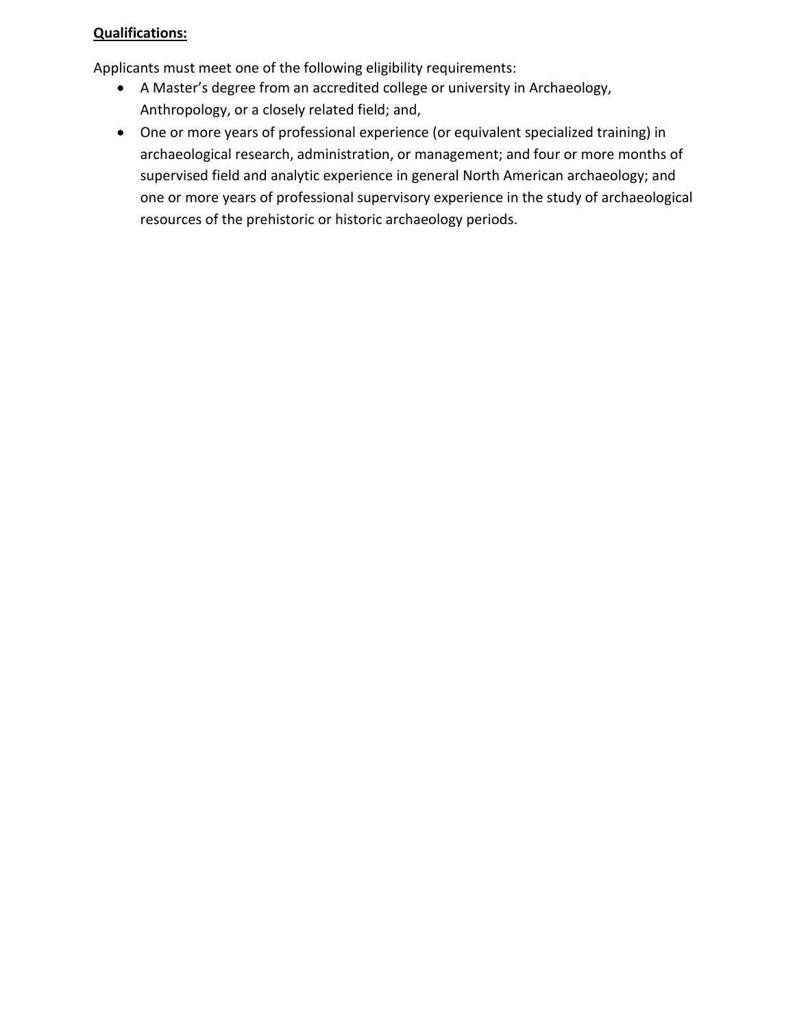**<u>Qualifications:</u>**

Applicants must meet one of the following eligibility requirements:

- A Master's degree from an accredited college or university in Archaeology, Anthropology, or a closely related field; and,
- One or more years of professional experience (or equivalent specialized training) in archaeological research, administration, or management; and four or more months of supervised field and analytic experience in general North American archaeology; and one or more years of professional supervisory experience in the study of archaeological resources of the prehistoric or historic archaeology periods.